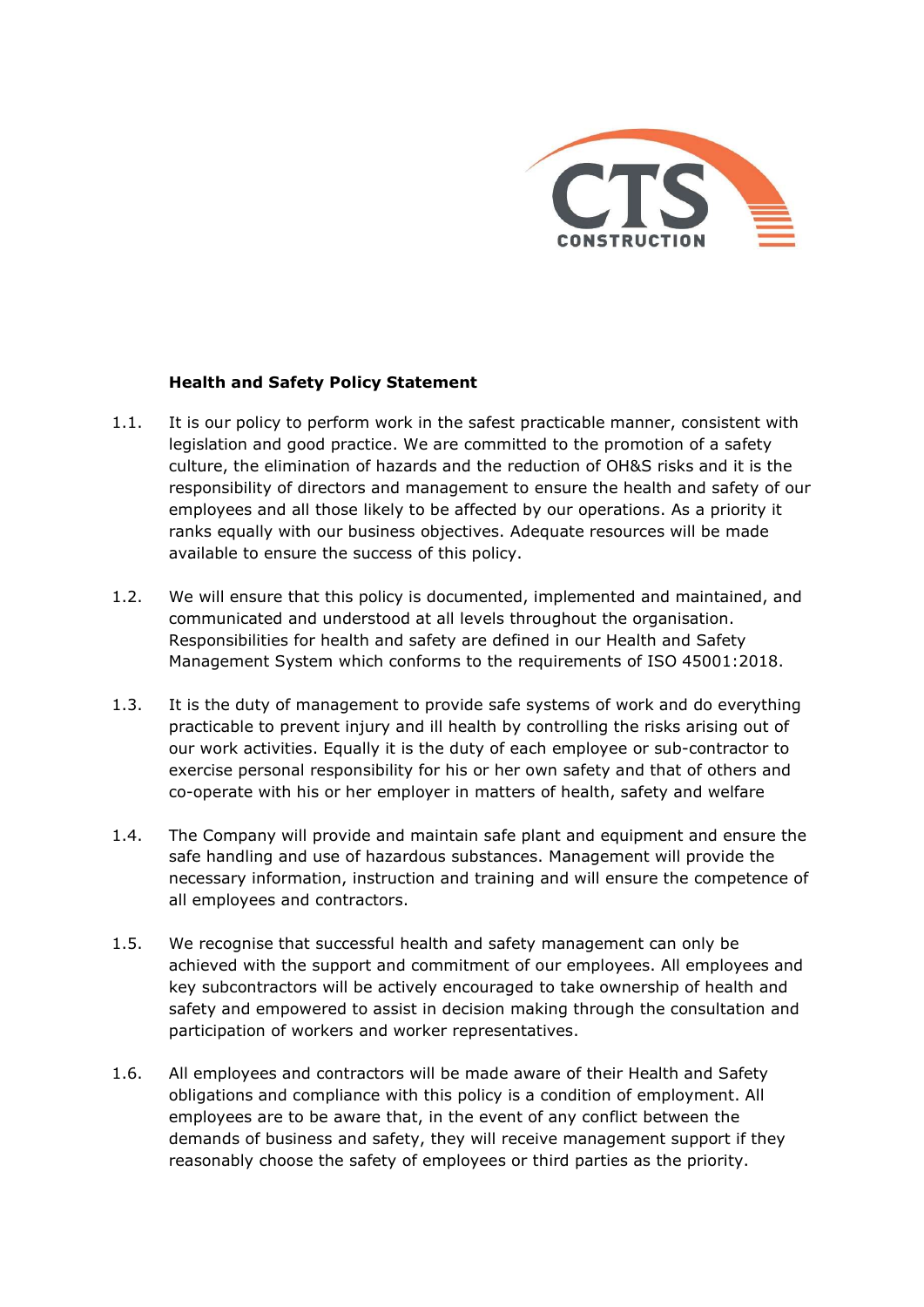## Health and Safety Policy Statement

1.1. It is our policy to perform work in the safest practicable manner, consistent with legislation and good practice. We are committed to the promotion of a safety culture, the elimination of hazards and the reduction of OH&S risks and it is the responsibility of directors and management to ensure the health and safety of our employees and all those likely to be affected by our operations. As a priority it ranks equally with our business objectives. Adequate resources will be made available to ensure the success of this policy.

1.2. We will ensure that this policy is documented, implemented and maintained, and communicated and understood at all levels throughout the organisation. Responsibilities for health and safety are defined in our Health and Safety Management System which conforms to the requirements of ISO 45001:2018.

1.3. It is the duty of management to provide safe systems of work and do everything practicable to prevent injury and ill health by controlling the risks arising out of our work activities. Equally it is the duty of each employee or sub-contractor to exercise personal responsibility for his or her own safety and that of others and co-operate with his or her employer in matters of health, safety and welfare

1.4. The Company will provide and maintain safe plant and equipment and ensure the safe handling and use of hazardous substances. Management will provide the necessary information, instruction and training and will ensure the competence of all employees and contractors.

1.5. We recognise that successful health and safety management can only be achieved with the support and commitment of our employees. All employees and key subcontractors will be actively encouraged to take ownership of health and safety and empowered to assist in decision making through the consultation and participation of workers and worker representatives.

1.6. All employees and contractors will be made aware of their Health and Safety obligations and compliance with this policy is a condition of employment. All employees are to be aware that, in the event of any conflict between the demands of business and safety, they will receive management support if they reasonably choose the safety of employees or third parties as the priority.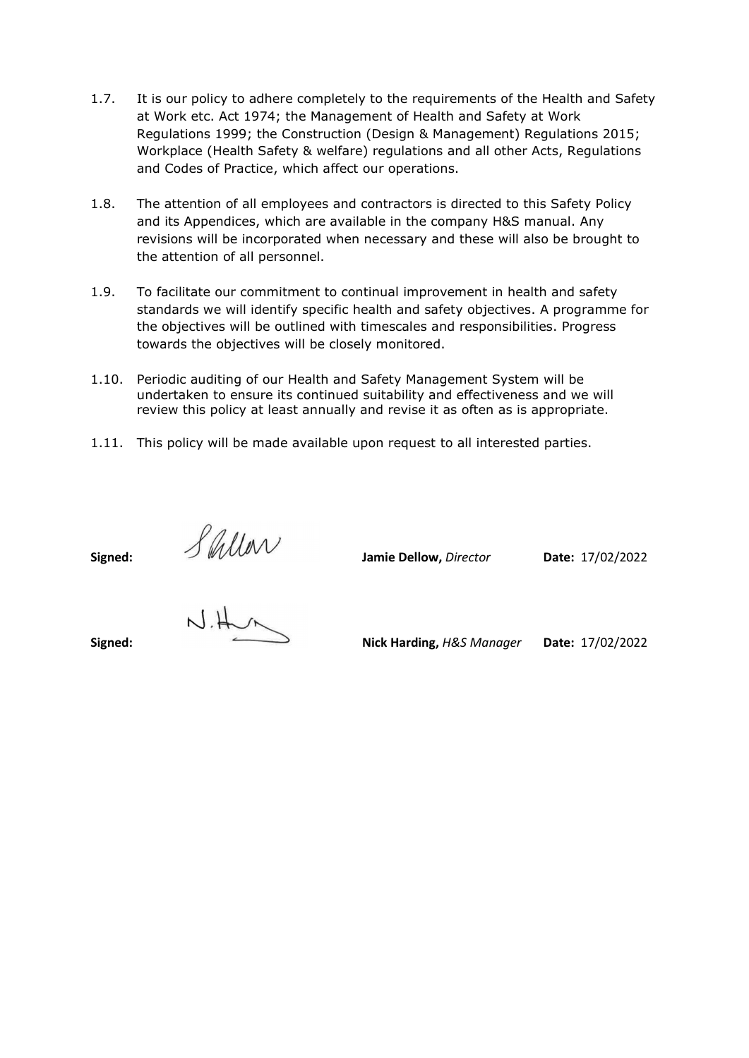1.7. It is our policy to adhere completely to the requirements of the Health and Safety at Work etc. Act 1974; the Management of Health and Safety at Work Regulations 1999; the Construction (Design & Management) Regulations 2015; Workplace (Health Safety & welfare) regulations and all other Acts, Regulations and Codes of Practice, which affect our operations.

1.8. The attention of all employees and contractors is directed to this Safety Policy and its Appendices, which are available in the company H&S manual. Any revisions will be incorporated when necessary and these will also be brought to the attention of all personnel.

1.9. To facilitate our commitment to continual improvement in health and safety standards we will identify specific health and safety objectives. A programme for the objectives will be outlined with timescales and responsibilities. Progress towards the objectives will be closely monitored.

1.10. Periodic auditing of our Health and Safety Management System will be undertaken to ensure its continued suitability and effectiveness and we will review this policy at least annually and revise it as often as is appropriate.

1.11. This policy will be made available upon request to all interested parties.

**Signed:** **Jamie Dellow,** *Director* **Date:** 17/02/2022

**Signed:** **Nick Harding,** *H&S Manager* **Date:** 17/02/2022